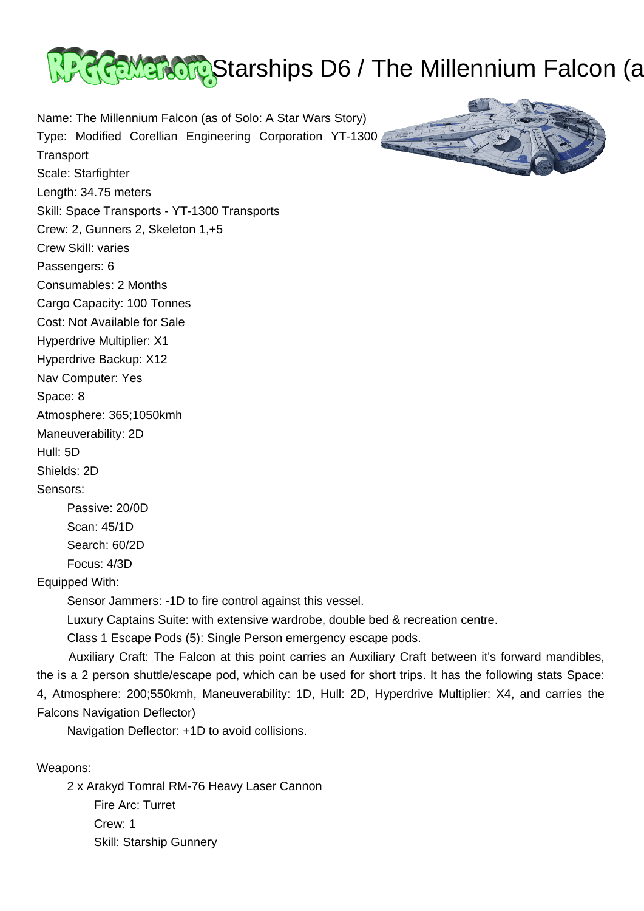# Starships D6 / The Millennium Falcon (a

Name: The Millennium Falcon (as of Solo: A Star Wars Story)
Type: Modified Corellian Engineering Corporation YT-1300 Transport
Scale: Starfighter
Length: 34.75 meters
Skill: Space Transports - YT-1300 Transports
Crew: 2, Gunners 2, Skeleton 1,+5
Crew Skill: varies
Passengers: 6
Consumables: 2 Months
Cargo Capacity: 100 Tonnes
Cost: Not Available for Sale
Hyperdrive Multiplier: X1
Hyperdrive Backup: X12
Nav Computer: Yes
Space: 8
Atmosphere: 365;1050kmh
Maneuverability: 2D
Hull: 5D
Shields: 2D
Sensors:

Passive: 20/0D
Scan: 45/1D
Search: 60/2D
Focus: 4/3D

Equipped With:

Sensor Jammers: -1D to fire control against this vessel.
Luxury Captains Suite: with extensive wardrobe, double bed & recreation centre.
Class 1 Escape Pods (5): Single Person emergency escape pods.
Auxiliary Craft: The Falcon at this point carries an Auxiliary Craft between it's forward mandibles, the is a 2 person shuttle/escape pod, which can be used for short trips. It has the following stats Space: 4, Atmosphere: 200;550kmh, Maneuverability: 1D, Hull: 2D, Hyperdrive Multiplier: X4, and carries the Falcons Navigation Deflector)
Navigation Deflector: +1D to avoid collisions.

Weapons:

2 x Arakyd Tomral RM-76 Heavy Laser Cannon
Fire Arc: Turret
Crew: 1
Skill: Starship Gunnery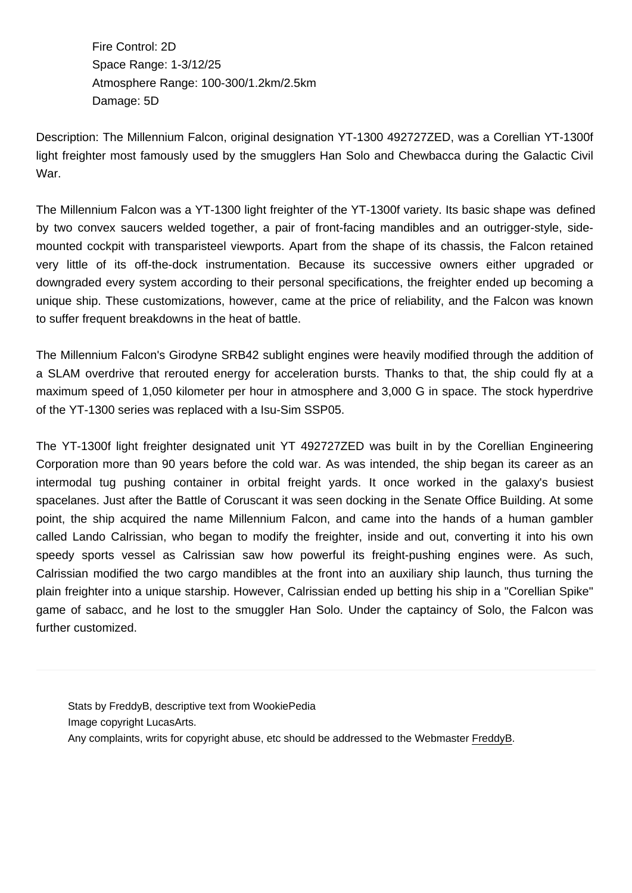Fire Control: 2D
Space Range: 1-3/12/25
Atmosphere Range: 100-300/1.2km/2.5km
Damage: 5D

Description: The Millennium Falcon, original designation YT-1300 492727ZED, was a Corellian YT-1300f light freighter most famously used by the smugglers Han Solo and Chewbacca during the Galactic Civil War.

The Millennium Falcon was a YT-1300 light freighter of the YT-1300f variety. Its basic shape was defined by two convex saucers welded together, a pair of front-facing mandibles and an outrigger-style, side-mounted cockpit with transparisteel viewports. Apart from the shape of its chassis, the Falcon retained very little of its off-the-dock instrumentation. Because its successive owners either upgraded or downgraded every system according to their personal specifications, the freighter ended up becoming a unique ship. These customizations, however, came at the price of reliability, and the Falcon was known to suffer frequent breakdowns in the heat of battle.

The Millennium Falcon's Girodyne SRB42 sublight engines were heavily modified through the addition of a SLAM overdrive that rerouted energy for acceleration bursts. Thanks to that, the ship could fly at a maximum speed of 1,050 kilometer per hour in atmosphere and 3,000 G in space. The stock hyperdrive of the YT-1300 series was replaced with a Isu-Sim SSP05.

The YT-1300f light freighter designated unit YT 492727ZED was built in by the Corellian Engineering Corporation more than 90 years before the cold war. As was intended, the ship began its career as an intermodal tug pushing container in orbital freight yards. It once worked in the galaxy's busiest spacelanes. Just after the Battle of Coruscant it was seen docking in the Senate Office Building. At some point, the ship acquired the name Millennium Falcon, and came into the hands of a human gambler called Lando Calrissian, who began to modify the freighter, inside and out, converting it into his own speedy sports vessel as Calrissian saw how powerful its freight-pushing engines were. As such, Calrissian modified the two cargo mandibles at the front into an auxiliary ship launch, thus turning the plain freighter into a unique starship. However, Calrissian ended up betting his ship in a "Corellian Spike" game of sabacc, and he lost to the smuggler Han Solo. Under the captaincy of Solo, the Falcon was further customized.

---

Stats by FreddyB, descriptive text from WookiePedia
Image copyright LucasArts.
Any complaints, writs for copyright abuse, etc should be addressed to the Webmaster FreddyB.